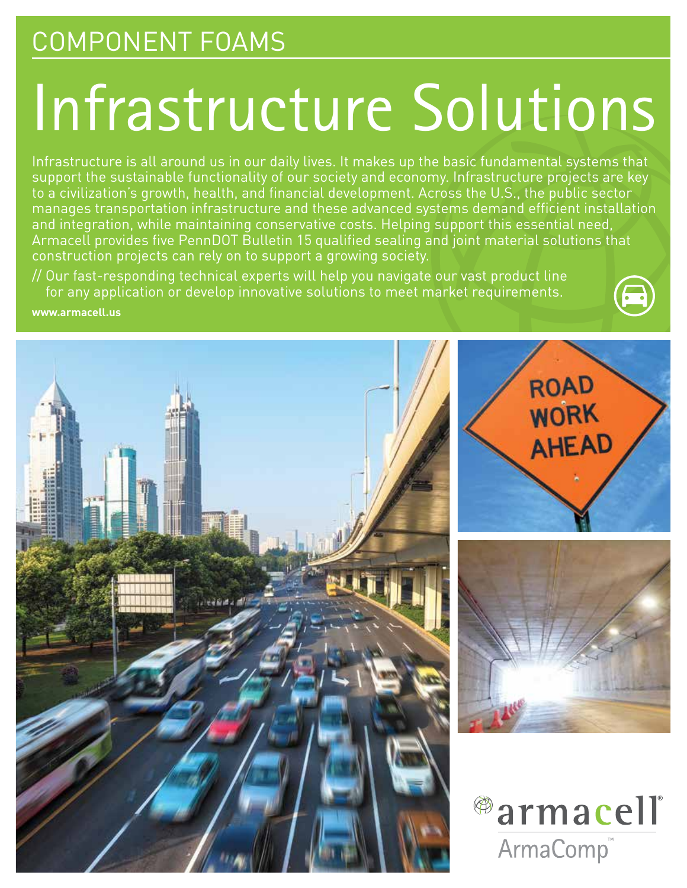COMPONENT FOAMS

# Infrastructure Solutions

Infrastructure is all around us in our daily lives. It makes up the basic fundamental systems that support the sustainable functionality of our society and economy. Infrastructure projects are key to a civilization's growth, health, and financial development. Across the U.S., the public sector manages transportation infrastructure and these advanced systems demand efficient installation and integration, while maintaining conservative costs. Helping support this essential need, Armacell provides five PennDOT Bulletin 15 qualified sealing and joint material solutions that construction projects can rely on to support a growing society.

// Our fast-responding technical experts will help you navigate our vast product line for any application or develop innovative solutions to meet market requirements.

**www.armacell.us**

armacell®

ArmaComp™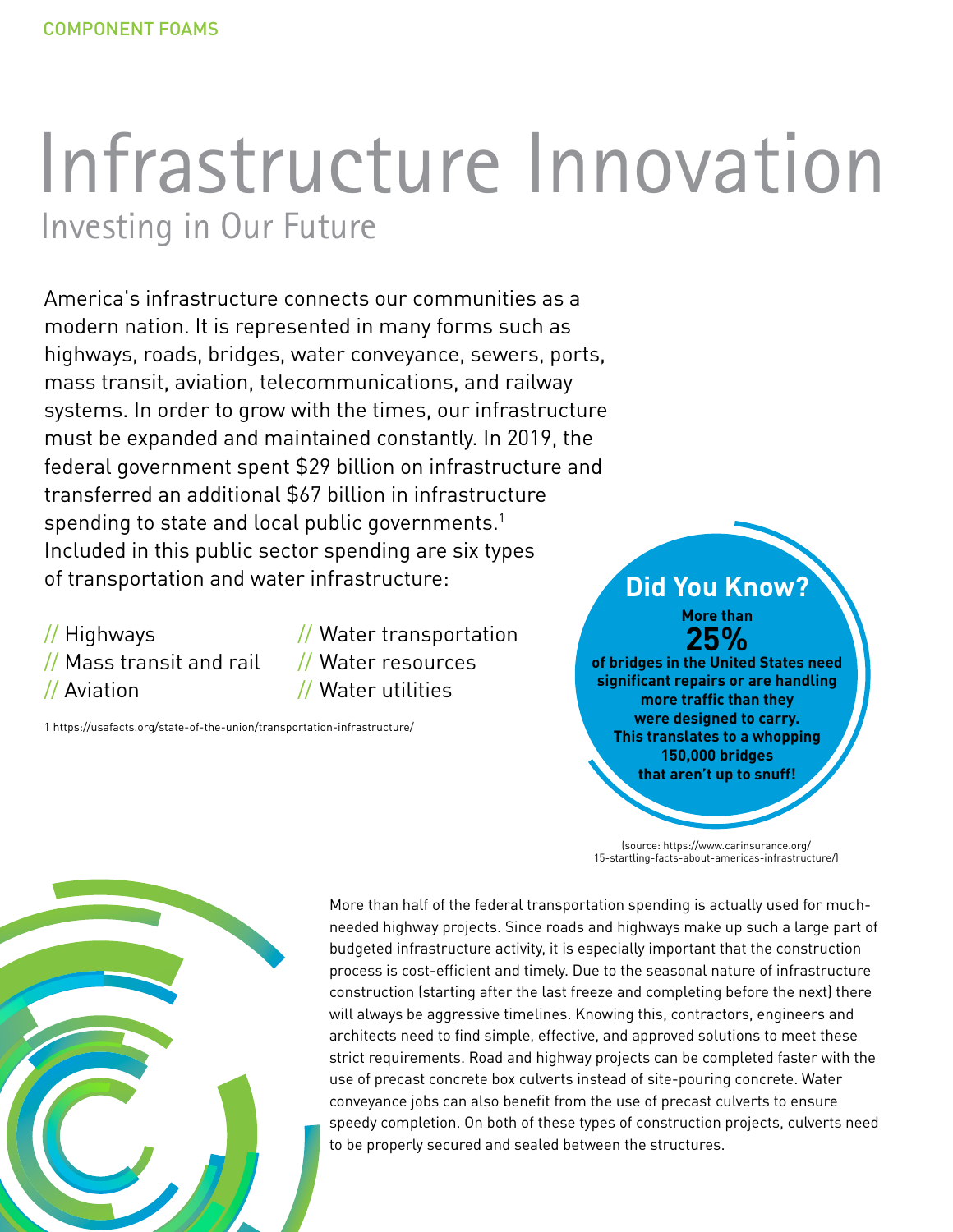# Infrastructure Innovation

## Investing in Our Future

America's infrastructure connects our communities as a modern nation. It is represented in many forms such as highways, roads, bridges, water conveyance, sewers, ports, mass transit, aviation, telecommunications, and railway systems. In order to grow with the times, our infrastructure must be expanded and maintained constantly. In 2019, the federal government spent $29 billion on infrastructure and transferred an additional $67 billion in infrastructure spending to state and local public governments.[1] Included in this public sector spending are six types of transportation and water infrastructure:

- // Highways
- // Mass transit and rail
- // Aviation
- // Water transportation
- // Water resources
- // Water utilities

1 https://usafacts.org/state-of-the-union/transportation-infrastructure/

### Did You Know?

**More than 25% of bridges in the United States need significant repairs or are handling more traffic than they were designed to carry. This translates to a whopping 150,000 bridges that aren't up to snuff!**

(source: https://www.carinsurance.org/15-startling-facts-about-americas-infrastructure/)

More than half of the federal transportation spending is actually used for much-needed highway projects. Since roads and highways make up such a large part of budgeted infrastructure activity, it is especially important that the construction process is cost-efficient and timely. Due to the seasonal nature of infrastructure construction (starting after the last freeze and completing before the next) there will always be aggressive timelines. Knowing this, contractors, engineers and architects need to find simple, effective, and approved solutions to meet these strict requirements. Road and highway projects can be completed faster with the use of precast concrete box culverts instead of site-pouring concrete. Water conveyance jobs can also benefit from the use of precast culverts to ensure speedy completion. On both of these types of construction projects, culverts need to be properly secured and sealed between the structures.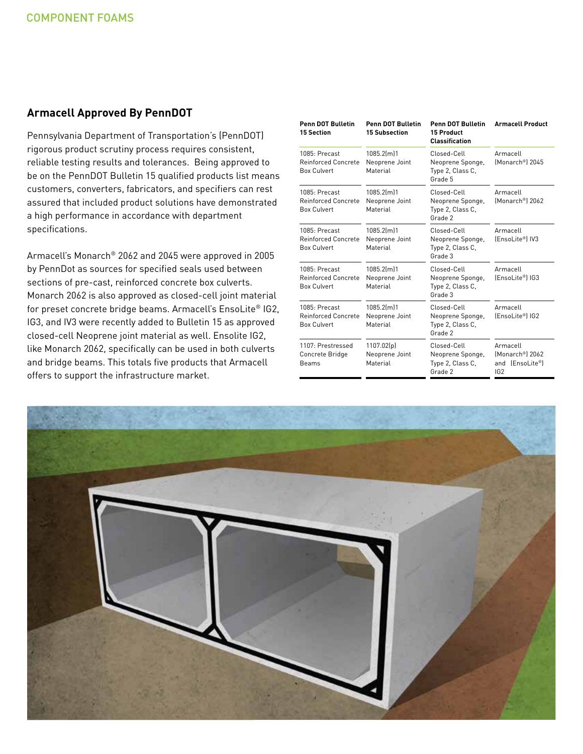## Armacell Approved By PennDOT

Pennsylvania Department of Transportation's (PennDOT) rigorous product scrutiny process requires consistent, reliable testing results and tolerances. Being approved to be on the PennDOT Bulletin 15 qualified products list means customers, converters, fabricators, and specifiers can rest assured that included product solutions have demonstrated a high performance in accordance with department specifications.

Armacell's Monarch® 2062 and 2045 were approved in 2005 by PennDot as sources for specified seals used between sections of pre-cast, reinforced concrete box culverts. Monarch 2062 is also approved as closed-cell joint material for preset concrete bridge beams. Armacell's EnsoLite® IG2, IG3, and IV3 were recently added to Bulletin 15 as approved closed-cell Neoprene joint material as well. Ensolite IG2, like Monarch 2062, specifically can be used in both culverts and bridge beams. This totals five products that Armacell offers to support the infrastructure market.

| Penn DOT Bulletin 15 Section | Penn DOT Bulletin 15 Subsection | Penn DOT Bulletin 15 Product Classification | Armacell Product |
|---|---|---|---|
| 1085: Precast Reinforced Concrete Box Culvert | 1085.2(m)1 Neoprene Joint Material | Closed-Cell Neoprene Sponge, Type 2, Class C, Grade 5 | Armacell (Monarch®) 2045 |
| 1085: Precast Reinforced Concrete Box Culvert | 1085.2(m)1 Neoprene Joint Material | Closed-Cell Neoprene Sponge, Type 2, Class C, Grade 2 | Armacell (Monarch®) 2062 |
| 1085: Precast Reinforced Concrete Box Culvert | 1085.2(m)1 Neoprene Joint Material | Closed-Cell Neoprene Sponge, Type 2, Class C, Grade 3 | Armacell (EnsoLite®) IV3 |
| 1085: Precast Reinforced Concrete Box Culvert | 1085.2(m)1 Neoprene Joint Material | Closed-Cell Neoprene Sponge, Type 2, Class C, Grade 3 | Armacell (EnsoLite®) IG3 |
| 1085: Precast Reinforced Concrete Box Culvert | 1085.2(m)1 Neoprene Joint Material | Closed-Cell Neoprene Sponge, Type 2, Class C, Grade 2 | Armacell (EnsoLite®) IG2 |
| 1107: Prestressed Concrete Bridge Beams | 1107.02(p) Neoprene Joint Material | Closed-Cell Neoprene Sponge, Type 2, Class C, Grade 2 | Armacell (Monarch®) 2062 and (EnsoLite®) IG2 |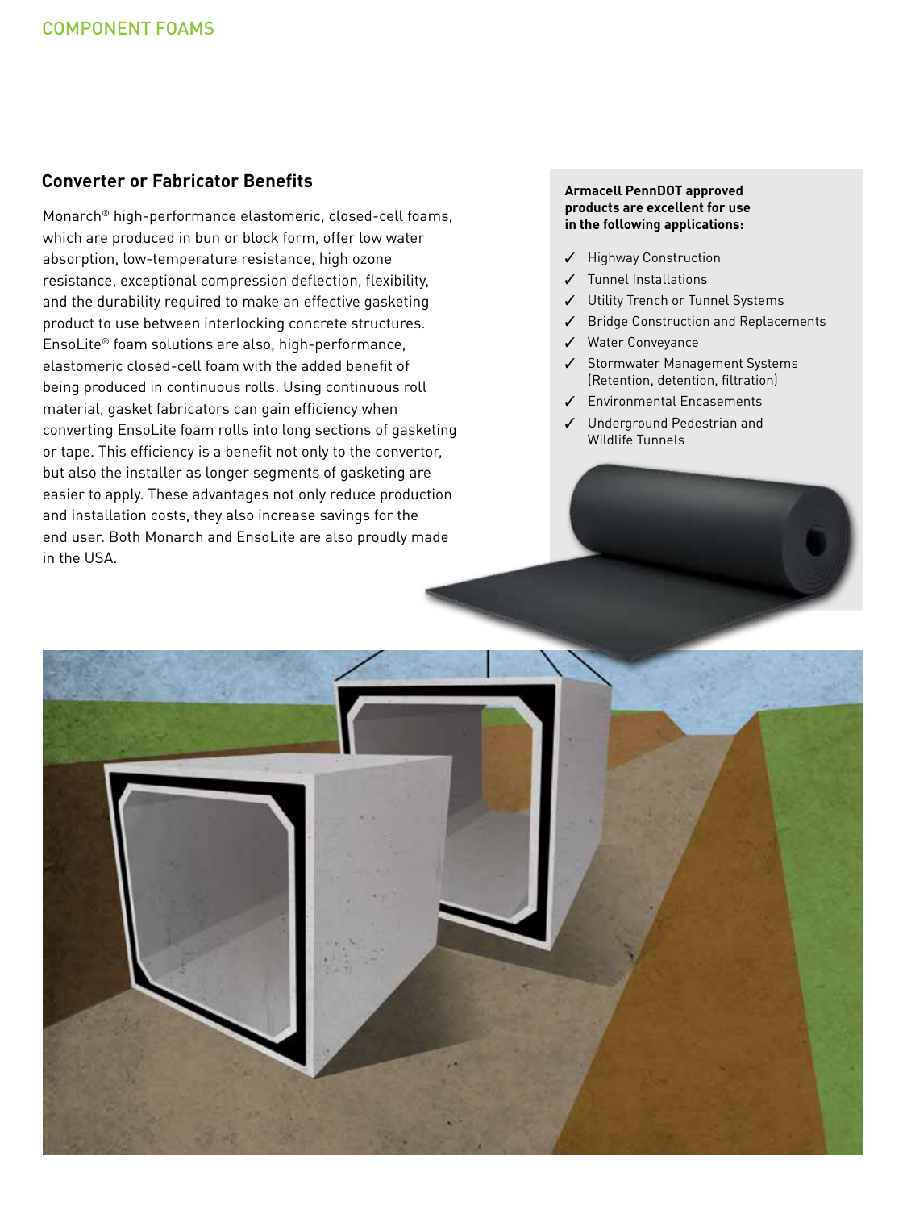## Converter or Fabricator Benefits

Monarch® high-performance elastomeric, closed-cell foams, which are produced in bun or block form, offer low water absorption, low-temperature resistance, high ozone resistance, exceptional compression deflection, flexibility, and the durability required to make an effective gasketing product to use between interlocking concrete structures. EnsoLite® foam solutions are also, high-performance, elastomeric closed-cell foam with the added benefit of being produced in continuous rolls. Using continuous roll material, gasket fabricators can gain efficiency when converting EnsoLite foam rolls into long sections of gasketing or tape. This efficiency is a benefit not only to the convertor, but also the installer as longer segments of gasketing are easier to apply. These advantages not only reduce production and installation costs, they also increase savings for the end user. Both Monarch and EnsoLite are also proudly made in the USA.

**Armacell PennDOT approved products are excellent for use in the following applications:**

- ✓ Highway Construction
- ✓ Tunnel Installations
- ✓ Utility Trench or Tunnel Systems
- ✓ Bridge Construction and Replacements
- ✓ Water Conveyance
- ✓ Stormwater Management Systems (Retention, detention, filtration)
- ✓ Environmental Encasements
- ✓ Underground Pedestrian and Wildlife Tunnels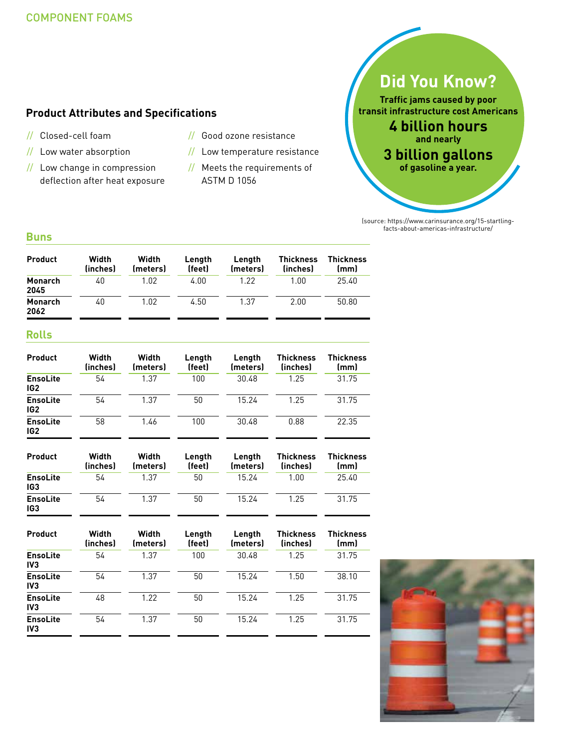COMPONENT FOAMS

## Product Attributes and Specifications

- // Closed-cell foam
- // Low water absorption
- // Low change in compression deflection after heat exposure
- // Good ozone resistance
- // Low temperature resistance
- // Meets the requirements of ASTM D 1056

**Did You Know?**

**Traffic jams caused by poor transit infrastructure cost Americans**
**4 billion hours**
**and nearly**
**3 billion gallons**
**of gasoline a year.**

(source: https://www.carinsurance.org/15-startling-facts-about-americas-infrastructure/

### Buns

| Product | Width (inches) | Width (meters) | Length (feet) | Length (meters) | Thickness (inches) | Thickness (mm) |
|---|---|---|---|---|---|---|
| **Monarch 2045** | 40 | 1.02 | 4.00 | 1.22 | 1.00 | 25.40 |
| **Monarch 2062** | 40 | 1.02 | 4.50 | 1.37 | 2.00 | 50.80 |

### Rolls

| Product | Width (inches) | Width (meters) | Length (feet) | Length (meters) | Thickness (inches) | Thickness (mm) |
|---|---|---|---|---|---|---|
| **EnsoLite IG2** | 54 | 1.37 | 100 | 30.48 | 1.25 | 31.75 |
| **EnsoLite IG2** | 54 | 1.37 | 50 | 15.24 | 1.25 | 31.75 |
| **EnsoLite IG2** | 58 | 1.46 | 100 | 30.48 | 0.88 | 22.35 |

| Product | Width (inches) | Width (meters) | Length (feet) | Length (meters) | Thickness (inches) | Thickness (mm) |
|---|---|---|---|---|---|---|
| **EnsoLite IG3** | 54 | 1.37 | 50 | 15.24 | 1.00 | 25.40 |
| **EnsoLite IG3** | 54 | 1.37 | 50 | 15.24 | 1.25 | 31.75 |

| Product | Width (inches) | Width (meters) | Length (feet) | Length (meters) | Thickness (inches) | Thickness (mm) |
|---|---|---|---|---|---|---|
| **EnsoLite IV3** | 54 | 1.37 | 100 | 30.48 | 1.25 | 31.75 |
| **EnsoLite IV3** | 54 | 1.37 | 50 | 15.24 | 1.50 | 38.10 |
| **EnsoLite IV3** | 48 | 1.22 | 50 | 15.24 | 1.25 | 31.75 |
| **EnsoLite IV3** | 54 | 1.37 | 50 | 15.24 | 1.25 | 31.75 |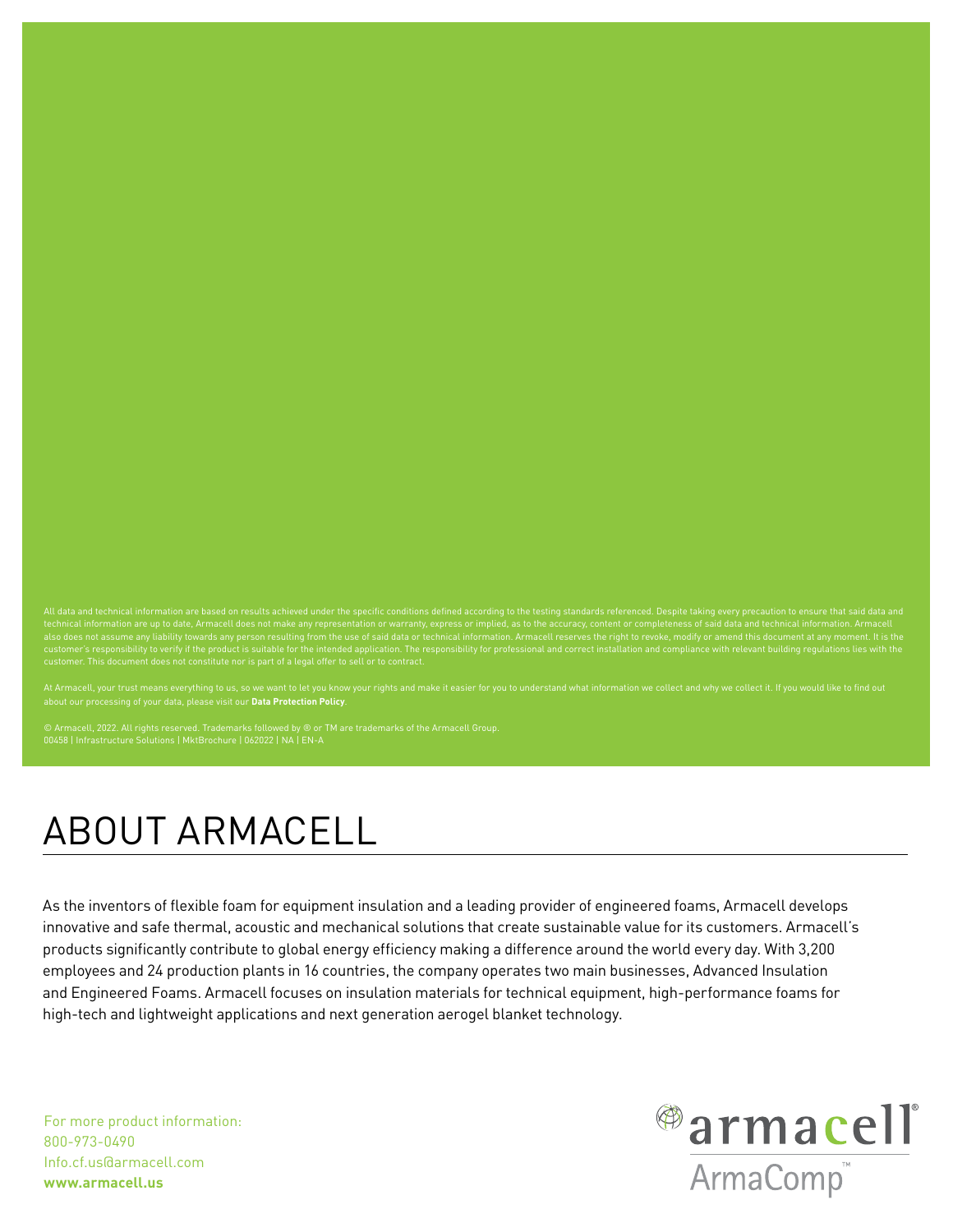All data and technical information are based on results achieved under the specific conditions defined according to the testing standards referenced. Despite taking every precaution to ensure that said data and technical information are up to date, Armacell does not make any representation or warranty, express or implied, as to the accuracy, content or completeness of said data and technical information. Armacell also does not assume any liability towards any person resulting from the use of said data or technical information. Armacell reserves the right to revoke, modify or amend this document at any moment. It is the customer's responsibility to verify if the product is suitable for the intended application. The responsibility for professional and correct installation and compliance with relevant building regulations lies with the customer. This document does not constitute nor is part of a legal offer to sell or to contract.

At Armacell, your trust means everything to us, so we want to let you know your rights and make it easier for you to understand what information we collect and why we collect it. If you would like to find out about our processing of your data, please visit our **Data Protection Policy**.

© Armacell, 2022. All rights reserved. Trademarks followed by ® or TM are trademarks of the Armacell Group.
00458 | Infrastructure Solutions | MktBrochure | 062022 | NA | EN-A

# ABOUT ARMACELL

As the inventors of flexible foam for equipment insulation and a leading provider of engineered foams, Armacell develops innovative and safe thermal, acoustic and mechanical solutions that create sustainable value for its customers. Armacell's products significantly contribute to global energy efficiency making a difference around the world every day. With 3,200 employees and 24 production plants in 16 countries, the company operates two main businesses, Advanced Insulation and Engineered Foams. Armacell focuses on insulation materials for technical equipment, high-performance foams for high-tech and lightweight applications and next generation aerogel blanket technology.

For more product information:
800-973-0490
Info.cf.us@armacell.com
**www.armacell.us**

armacell®
ArmaComp™